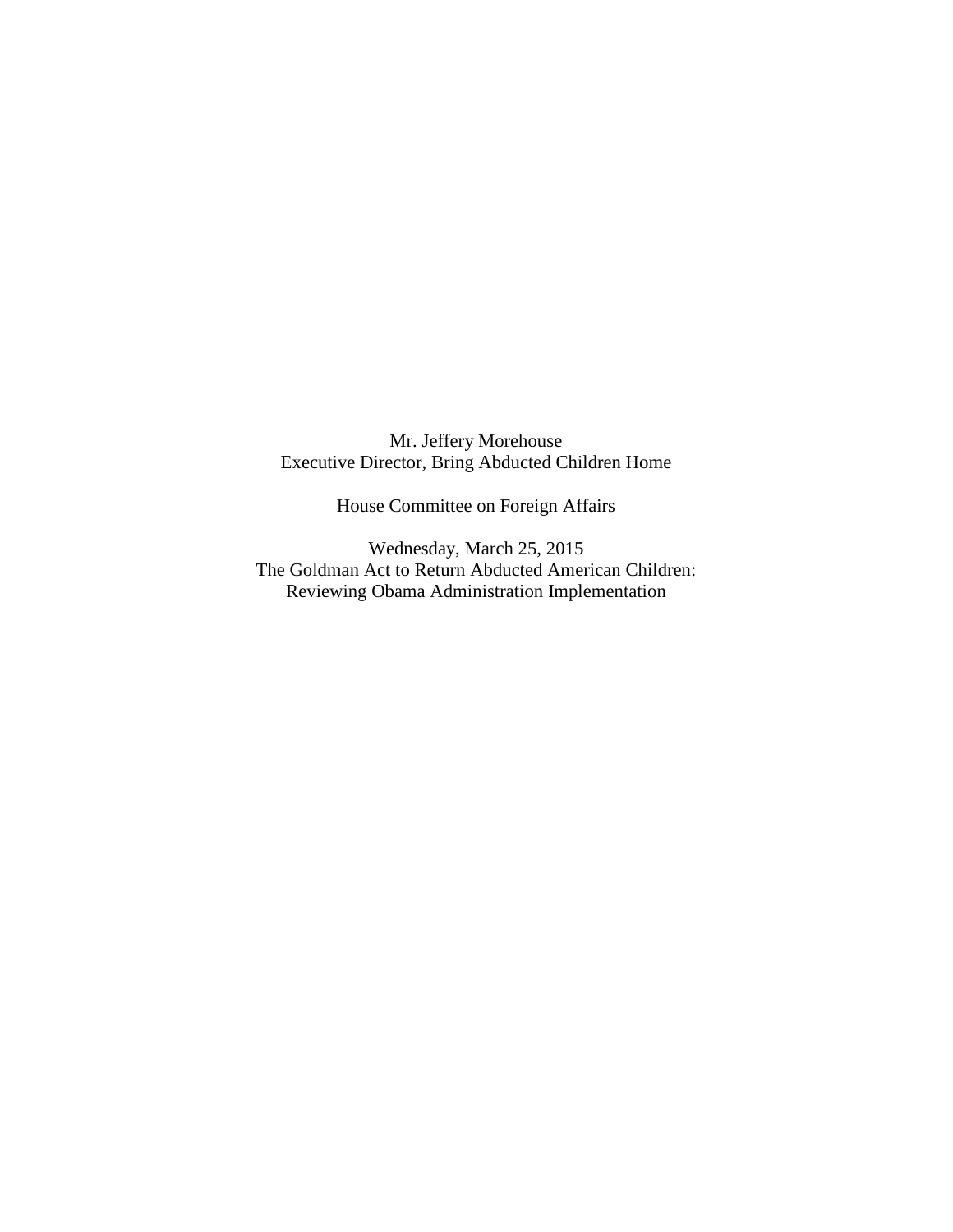Mr. Jeffery Morehouse
Executive Director, Bring Abducted Children Home

House Committee on Foreign Affairs

Wednesday, March 25, 2015
The Goldman Act to Return Abducted American Children:
Reviewing Obama Administration Implementation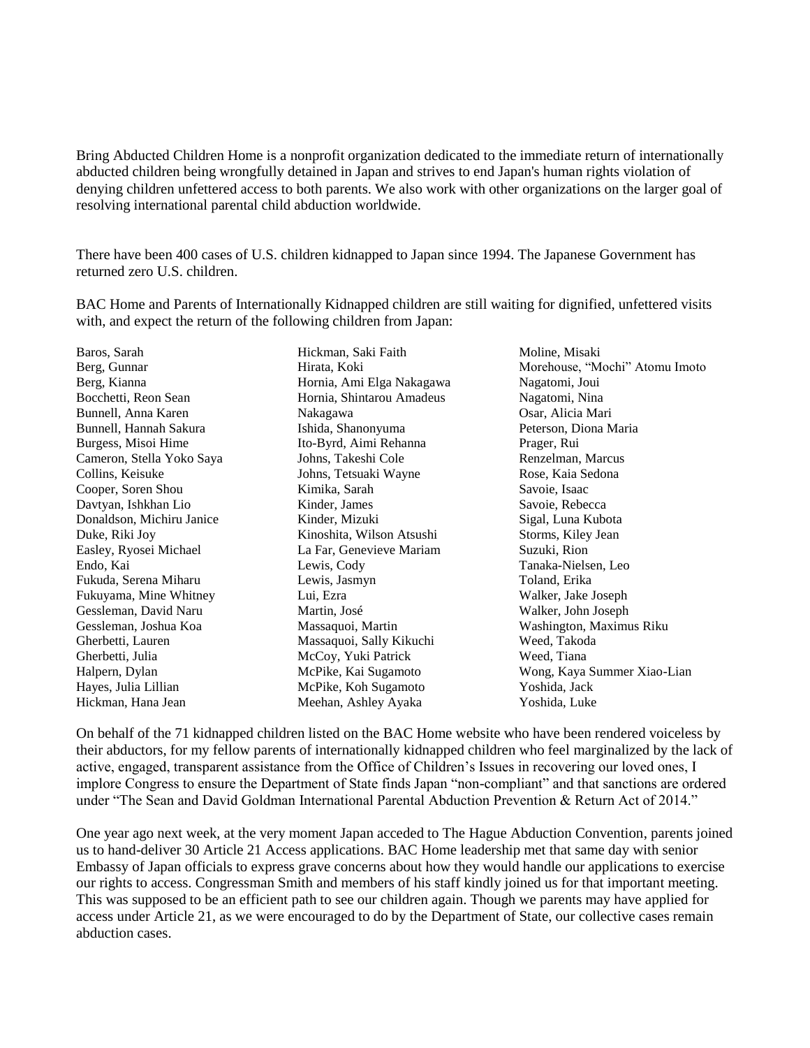Bring Abducted Children Home is a nonprofit organization dedicated to the immediate return of internationally abducted children being wrongfully detained in Japan and strives to end Japan's human rights violation of denying children unfettered access to both parents. We also work with other organizations on the larger goal of resolving international parental child abduction worldwide.

There have been 400 cases of U.S. children kidnapped to Japan since 1994. The Japanese Government has returned zero U.S. children.

BAC Home and Parents of Internationally Kidnapped children are still waiting for dignified, unfettered visits with, and expect the return of the following children from Japan:

Baros, Sarah
Berg, Gunnar
Berg, Kianna
Bocchetti, Reon Sean
Bunnell, Anna Karen
Bunnell, Hannah Sakura
Burgess, Misoi Hime
Cameron, Stella Yoko Saya
Collins, Keisuke
Cooper, Soren Shou
Davtyan, Ishkhan Lio
Donaldson, Michiru Janice
Duke, Riki Joy
Easley, Ryosei Michael
Endo, Kai
Fukuda, Serena Miharu
Fukuyama, Mine Whitney
Gessleman, David Naru
Gessleman, Joshua Koa
Gherbetti, Lauren
Gherbetti, Julia
Halpern, Dylan
Hayes, Julia Lillian
Hickman, Hana Jean
Hickman, Saki Faith
Hirata, Koki
Hornia, Ami Elga Nakagawa
Hornia, Shintarou Amadeus Nakagawa
Ishida, Shanonyuma
Ito-Byrd, Aimi Rehanna
Johns, Takeshi Cole
Johns, Tetsuaki Wayne
Kimika, Sarah
Kinder, James
Kinder, Mizuki
Kinoshita, Wilson Atsushi
La Far, Genevieve Mariam
Lewis, Cody
Lewis, Jasmyn
Lui, Ezra
Martin, José
Massaquoi, Martin
Massaquoi, Sally Kikuchi
McCoy, Yuki Patrick
McPike, Kai Sugamoto
McPike, Koh Sugamoto
Meehan, Ashley Ayaka
Moline, Misaki
Morehouse, "Mochi" Atomu Imoto
Nagatomi, Joui
Nagatomi, Nina
Osar, Alicia Mari
Peterson, Diona Maria
Prager, Rui
Renzelman, Marcus
Rose, Kaia Sedona
Savoie, Isaac
Savoie, Rebecca
Sigal, Luna Kubota
Storms, Kiley Jean
Suzuki, Rion
Tanaka-Nielsen, Leo
Toland, Erika
Walker, Jake Joseph
Walker, John Joseph
Washington, Maximus Riku
Weed, Takoda
Weed, Tiana
Wong, Kaya Summer Xiao-Lian
Yoshida, Jack
Yoshida, Luke

On behalf of the 71 kidnapped children listed on the BAC Home website who have been rendered voiceless by their abductors, for my fellow parents of internationally kidnapped children who feel marginalized by the lack of active, engaged, transparent assistance from the Office of Children's Issues in recovering our loved ones, I implore Congress to ensure the Department of State finds Japan "non-compliant" and that sanctions are ordered under "The Sean and David Goldman International Parental Abduction Prevention & Return Act of 2014."

One year ago next week, at the very moment Japan acceded to The Hague Abduction Convention, parents joined us to hand-deliver 30 Article 21 Access applications. BAC Home leadership met that same day with senior Embassy of Japan officials to express grave concerns about how they would handle our applications to exercise our rights to access. Congressman Smith and members of his staff kindly joined us for that important meeting. This was supposed to be an efficient path to see our children again. Though we parents may have applied for access under Article 21, as we were encouraged to do by the Department of State, our collective cases remain abduction cases.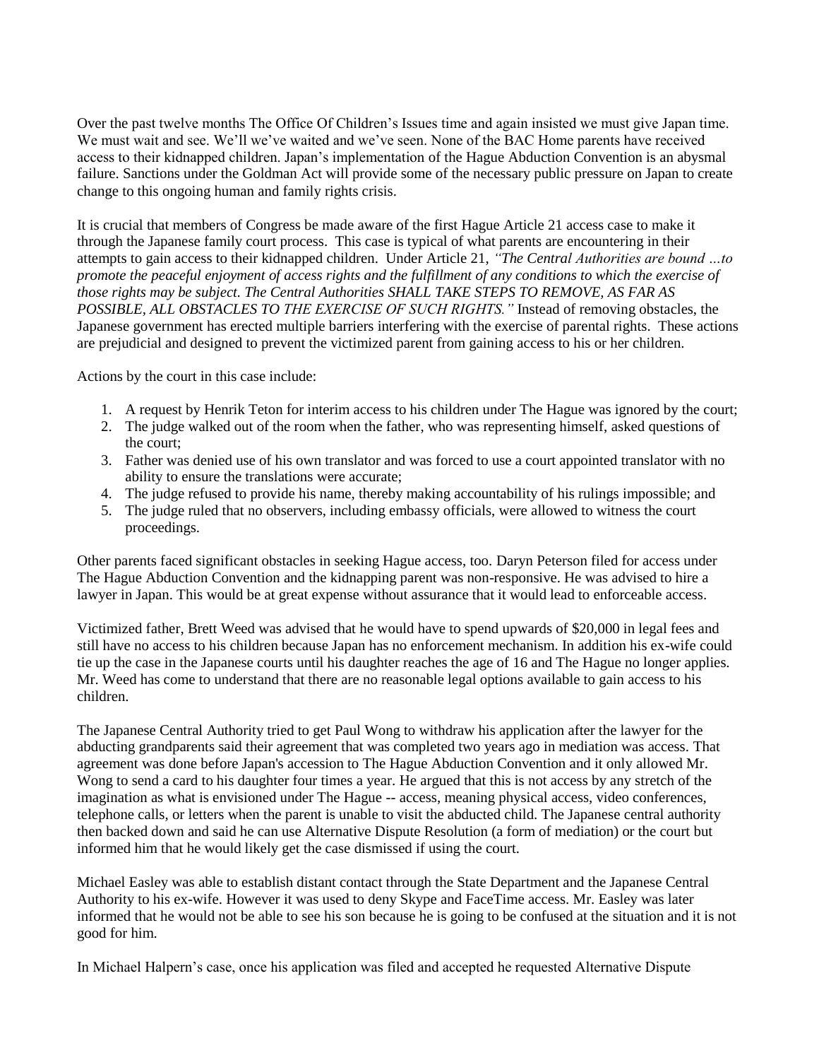Over the past twelve months The Office Of Children's Issues time and again insisted we must give Japan time. We must wait and see. We'll we've waited and we've seen. None of the BAC Home parents have received access to their kidnapped children. Japan's implementation of the Hague Abduction Convention is an abysmal failure. Sanctions under the Goldman Act will provide some of the necessary public pressure on Japan to create change to this ongoing human and family rights crisis.

It is crucial that members of Congress be made aware of the first Hague Article 21 access case to make it through the Japanese family court process. This case is typical of what parents are encountering in their attempts to gain access to their kidnapped children. Under Article 21, *"The Central Authorities are bound …to promote the peaceful enjoyment of access rights and the fulfillment of any conditions to which the exercise of those rights may be subject. The Central Authorities SHALL TAKE STEPS TO REMOVE, AS FAR AS POSSIBLE, ALL OBSTACLES TO THE EXERCISE OF SUCH RIGHTS."* Instead of removing obstacles, the Japanese government has erected multiple barriers interfering with the exercise of parental rights. These actions are prejudicial and designed to prevent the victimized parent from gaining access to his or her children.

Actions by the court in this case include:

1. A request by Henrik Teton for interim access to his children under The Hague was ignored by the court;
2. The judge walked out of the room when the father, who was representing himself, asked questions of the court;
3. Father was denied use of his own translator and was forced to use a court appointed translator with no ability to ensure the translations were accurate;
4. The judge refused to provide his name, thereby making accountability of his rulings impossible; and
5. The judge ruled that no observers, including embassy officials, were allowed to witness the court proceedings.

Other parents faced significant obstacles in seeking Hague access, too. Daryn Peterson filed for access under The Hague Abduction Convention and the kidnapping parent was non-responsive. He was advised to hire a lawyer in Japan. This would be at great expense without assurance that it would lead to enforceable access.

Victimized father, Brett Weed was advised that he would have to spend upwards of $20,000 in legal fees and still have no access to his children because Japan has no enforcement mechanism. In addition his ex-wife could tie up the case in the Japanese courts until his daughter reaches the age of 16 and The Hague no longer applies. Mr. Weed has come to understand that there are no reasonable legal options available to gain access to his children.

The Japanese Central Authority tried to get Paul Wong to withdraw his application after the lawyer for the abducting grandparents said their agreement that was completed two years ago in mediation was access. That agreement was done before Japan's accession to The Hague Abduction Convention and it only allowed Mr. Wong to send a card to his daughter four times a year. He argued that this is not access by any stretch of the imagination as what is envisioned under The Hague -- access, meaning physical access, video conferences, telephone calls, or letters when the parent is unable to visit the abducted child. The Japanese central authority then backed down and said he can use Alternative Dispute Resolution (a form of mediation) or the court but informed him that he would likely get the case dismissed if using the court.

Michael Easley was able to establish distant contact through the State Department and the Japanese Central Authority to his ex-wife. However it was used to deny Skype and FaceTime access. Mr. Easley was later informed that he would not be able to see his son because he is going to be confused at the situation and it is not good for him.

In Michael Halpern's case, once his application was filed and accepted he requested Alternative Dispute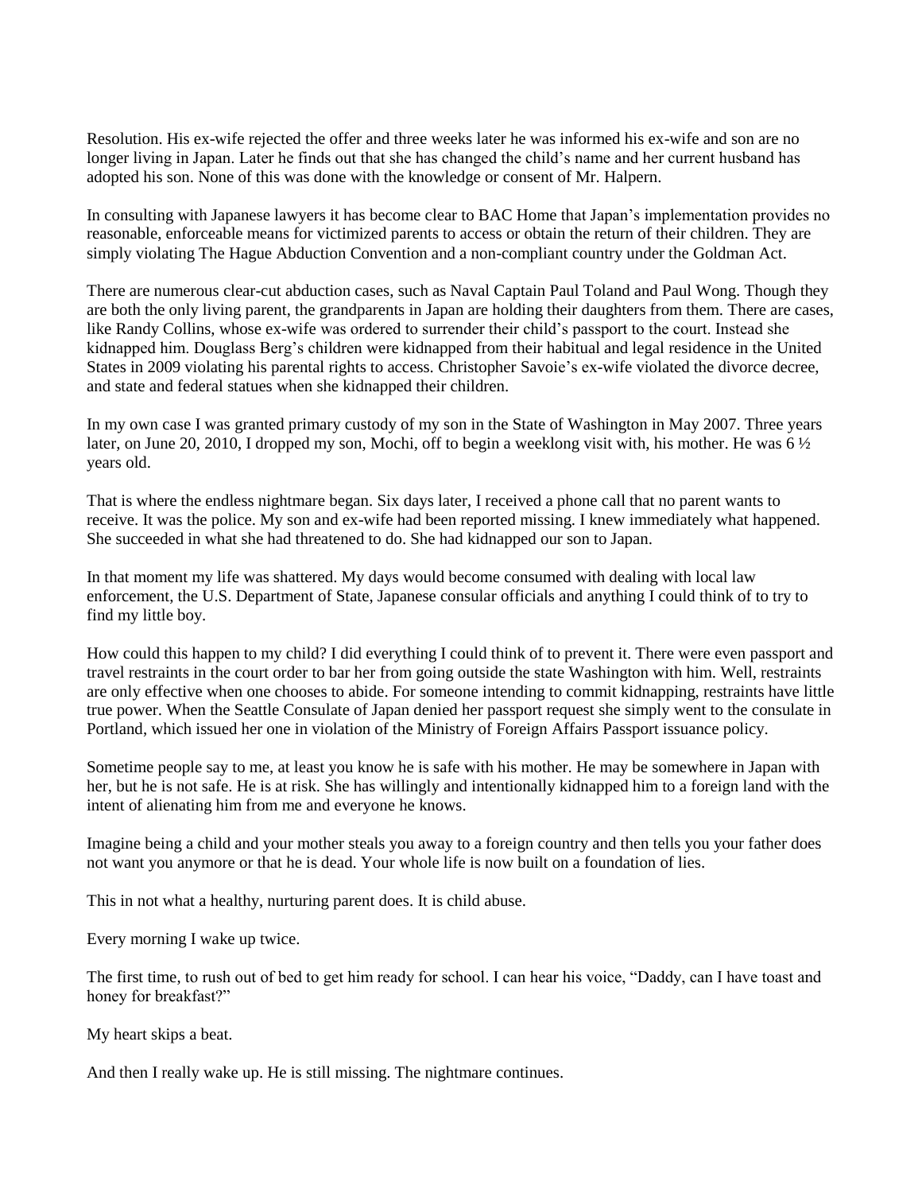Resolution. His ex-wife rejected the offer and three weeks later he was informed his ex-wife and son are no longer living in Japan. Later he finds out that she has changed the child's name and her current husband has adopted his son. None of this was done with the knowledge or consent of Mr. Halpern.

In consulting with Japanese lawyers it has become clear to BAC Home that Japan's implementation provides no reasonable, enforceable means for victimized parents to access or obtain the return of their children. They are simply violating The Hague Abduction Convention and a non-compliant country under the Goldman Act.

There are numerous clear-cut abduction cases, such as Naval Captain Paul Toland and Paul Wong. Though they are both the only living parent, the grandparents in Japan are holding their daughters from them. There are cases, like Randy Collins, whose ex-wife was ordered to surrender their child's passport to the court. Instead she kidnapped him. Douglass Berg's children were kidnapped from their habitual and legal residence in the United States in 2009 violating his parental rights to access. Christopher Savoie's ex-wife violated the divorce decree, and state and federal statues when she kidnapped their children.

In my own case I was granted primary custody of my son in the State of Washington in May 2007. Three years later, on June 20, 2010, I dropped my son, Mochi, off to begin a weeklong visit with, his mother. He was 6 ½ years old.

That is where the endless nightmare began. Six days later, I received a phone call that no parent wants to receive. It was the police. My son and ex-wife had been reported missing. I knew immediately what happened. She succeeded in what she had threatened to do. She had kidnapped our son to Japan.

In that moment my life was shattered. My days would become consumed with dealing with local law enforcement, the U.S. Department of State, Japanese consular officials and anything I could think of to try to find my little boy.

How could this happen to my child? I did everything I could think of to prevent it. There were even passport and travel restraints in the court order to bar her from going outside the state Washington with him. Well, restraints are only effective when one chooses to abide. For someone intending to commit kidnapping, restraints have little true power. When the Seattle Consulate of Japan denied her passport request she simply went to the consulate in Portland, which issued her one in violation of the Ministry of Foreign Affairs Passport issuance policy.

Sometime people say to me, at least you know he is safe with his mother. He may be somewhere in Japan with her, but he is not safe. He is at risk. She has willingly and intentionally kidnapped him to a foreign land with the intent of alienating him from me and everyone he knows.

Imagine being a child and your mother steals you away to a foreign country and then tells you your father does not want you anymore or that he is dead. Your whole life is now built on a foundation of lies.

This in not what a healthy, nurturing parent does. It is child abuse.

Every morning I wake up twice.

The first time, to rush out of bed to get him ready for school. I can hear his voice, "Daddy, can I have toast and honey for breakfast?"

My heart skips a beat.

And then I really wake up. He is still missing. The nightmare continues.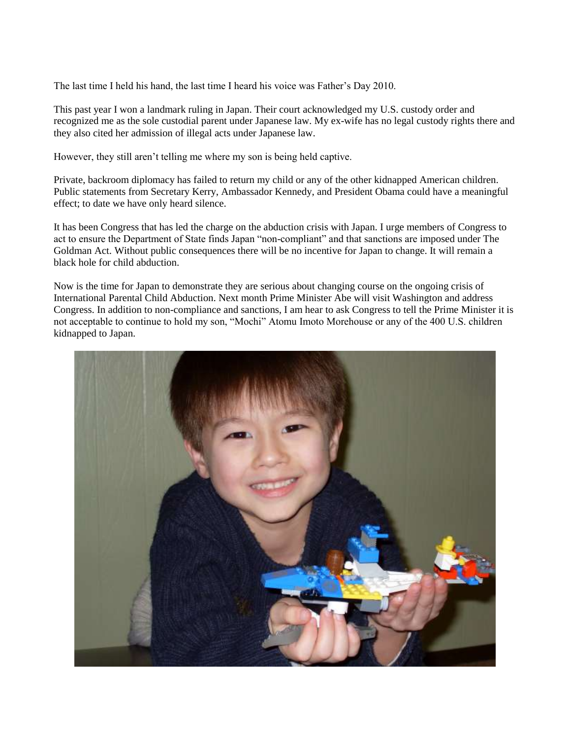The last time I held his hand, the last time I heard his voice was Father's Day 2010.

This past year I won a landmark ruling in Japan. Their court acknowledged my U.S. custody order and recognized me as the sole custodial parent under Japanese law. My ex-wife has no legal custody rights there and they also cited her admission of illegal acts under Japanese law.

However, they still aren't telling me where my son is being held captive.

Private, backroom diplomacy has failed to return my child or any of the other kidnapped American children. Public statements from Secretary Kerry, Ambassador Kennedy, and President Obama could have a meaningful effect; to date we have only heard silence.

It has been Congress that has led the charge on the abduction crisis with Japan. I urge members of Congress to act to ensure the Department of State finds Japan "non-compliant" and that sanctions are imposed under The Goldman Act. Without public consequences there will be no incentive for Japan to change. It will remain a black hole for child abduction.

Now is the time for Japan to demonstrate they are serious about changing course on the ongoing crisis of International Parental Child Abduction. Next month Prime Minister Abe will visit Washington and address Congress. In addition to non-compliance and sanctions, I am hear to ask Congress to tell the Prime Minister it is not acceptable to continue to hold my son, "Mochi" Atomu Imoto Morehouse or any of the 400 U.S. children kidnapped to Japan.